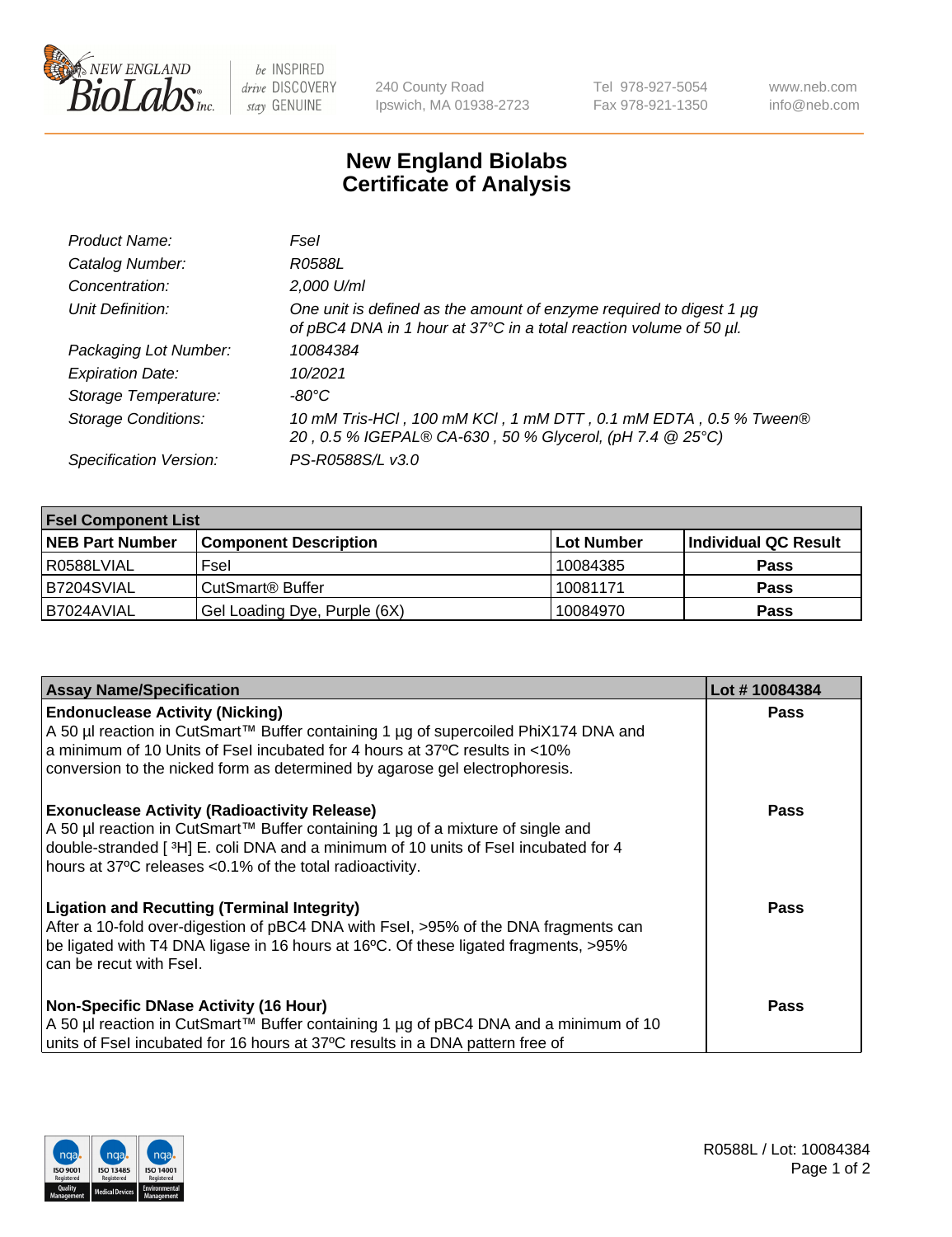New England BioLabs Inc. — be INSPIRED drive DISCOVERY stay GENUINE

240 County Road
Ipswich, MA 01938-2723

Tel 978-927-5054
Fax 978-921-1350

www.neb.com
info@neb.com

# New England Biolabs Certificate of Analysis

| | |
|---|---|
| *Product Name:* | *FseI* |
| *Catalog Number:* | *R0588L* |
| *Concentration:* | *2,000 U/ml* |
| *Unit Definition:* | *One unit is defined as the amount of enzyme required to digest 1 µg of pBC4 DNA in 1 hour at 37°C in a total reaction volume of 50 µl.* |
| *Packaging Lot Number:* | *10084384* |
| *Expiration Date:* | *10/2021* |
| *Storage Temperature:* | *-80°C* |
| *Storage Conditions:* | *10 mM Tris-HCl , 100 mM KCl , 1 mM DTT , 0.1 mM EDTA , 0.5 % Tween® 20 , 0.5 % IGEPAL® CA-630 , 50 % Glycerol, (pH 7.4 @ 25°C)* |
| *Specification Version:* | *PS-R0588S/L v3.0* |

| FseI Component List | | | |
|---|---|---|---|
| **NEB Part Number** | **Component Description** | **Lot Number** | **Individual QC Result** |
| R0588LVIAL | FseI | 10084385 | **Pass** |
| B7204SVIAL | CutSmart® Buffer | 10081171 | **Pass** |
| B7024AVIAL | Gel Loading Dye, Purple (6X) | 10084970 | **Pass** |

| Assay Name/Specification | Lot # 10084384 |
|---|---|
| **Endonuclease Activity (Nicking)**<br>A 50 µl reaction in CutSmart™ Buffer containing 1 µg of supercoiled PhiX174 DNA and a minimum of 10 Units of FseI incubated for 4 hours at 37ºC results in <10% conversion to the nicked form as determined by agarose gel electrophoresis. | **Pass** |
| **Exonuclease Activity (Radioactivity Release)**<br>A 50 µl reaction in CutSmart™ Buffer containing 1 µg of a mixture of single and double-stranded [ $^{3}$H] E. coli DNA and a minimum of 10 units of FseI incubated for 4 hours at 37ºC releases <0.1% of the total radioactivity. | **Pass** |
| **Ligation and Recutting (Terminal Integrity)**<br>After a 10-fold over-digestion of pBC4 DNA with FseI, >95% of the DNA fragments can be ligated with T4 DNA ligase in 16 hours at 16ºC. Of these ligated fragments, >95% can be recut with FseI. | **Pass** |
| **Non-Specific DNase Activity (16 Hour)**<br>A 50 µl reaction in CutSmart™ Buffer containing 1 µg of pBC4 DNA and a minimum of 10 units of FseI incubated for 16 hours at 37ºC results in a DNA pattern free of | **Pass** |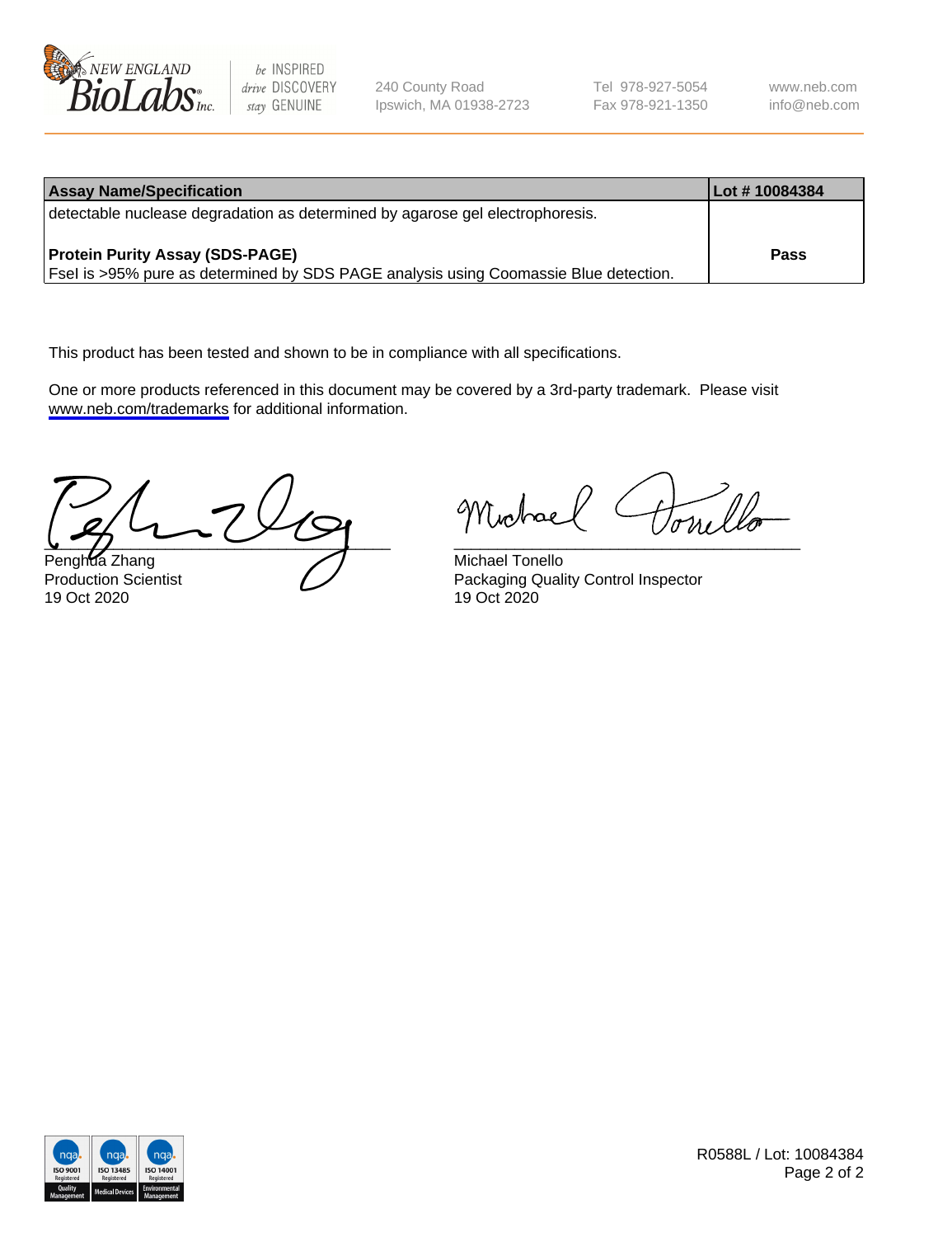| Assay Name/Specification | Lot # 10084384 |
| --- | --- |
| detectable nuclease degradation as determined by agarose gel electrophoresis. | |
| **Protein Purity Assay (SDS-PAGE)**<br>FseI is >95% pure as determined by SDS PAGE analysis using Coomassie Blue detection. | **Pass** |

This product has been tested and shown to be in compliance with all specifications.

One or more products referenced in this document may be covered by a 3rd-party trademark. Please visit www.neb.com/trademarks for additional information.

Penghua Zhang
Production Scientist
19 Oct 2020

Michael Tonello
Packaging Quality Control Inspector
19 Oct 2020

R0588L / Lot: 10084384